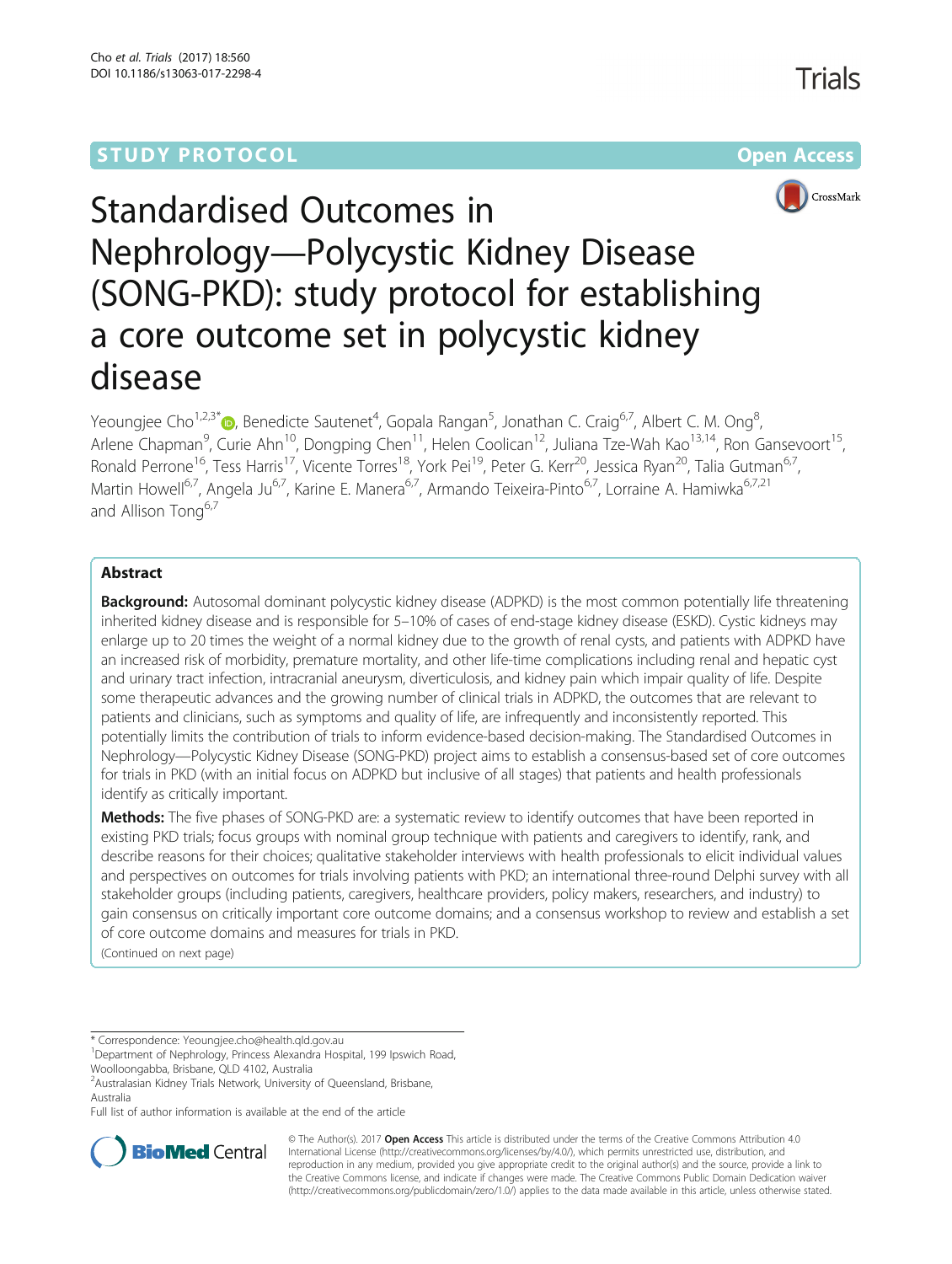STUDY PROTOCOL Open Access

# Standardised Outcomes in Nephrology—Polycystic Kidney Disease (SONG-PKD): study protocol for establishing a core outcome set in polycystic kidney disease

Yeoungjee Cho[1,2,3*], Benedicte Sautenet[4], Gopala Rangan[5], Jonathan C. Craig[6,7], Albert C. M. Ong[8], Arlene Chapman[9], Curie Ahn[10], Dongping Chen[11], Helen Coolican[12], Juliana Tze-Wah Kao[13,14], Ron Gansevoort[15], Ronald Perrone[16], Tess Harris[17], Vicente Torres[18], York Pei[19], Peter G. Kerr[20], Jessica Ryan[20], Talia Gutman[6,7], Martin Howell[6,7], Angela Ju[6,7], Karine E. Manera[6,7], Armando Teixeira-Pinto[6,7], Lorraine A. Hamiwka[6,7,21] and Allison Tong[6,7]

## Abstract

**Background:** Autosomal dominant polycystic kidney disease (ADPKD) is the most common potentially life threatening inherited kidney disease and is responsible for 5–10% of cases of end-stage kidney disease (ESKD). Cystic kidneys may enlarge up to 20 times the weight of a normal kidney due to the growth of renal cysts, and patients with ADPKD have an increased risk of morbidity, premature mortality, and other life-time complications including renal and hepatic cyst and urinary tract infection, intracranial aneurysm, diverticulosis, and kidney pain which impair quality of life. Despite some therapeutic advances and the growing number of clinical trials in ADPKD, the outcomes that are relevant to patients and clinicians, such as symptoms and quality of life, are infrequently and inconsistently reported. This potentially limits the contribution of trials to inform evidence-based decision-making. The Standardised Outcomes in Nephrology—Polycystic Kidney Disease (SONG-PKD) project aims to establish a consensus-based set of core outcomes for trials in PKD (with an initial focus on ADPKD but inclusive of all stages) that patients and health professionals identify as critically important.

**Methods:** The five phases of SONG-PKD are: a systematic review to identify outcomes that have been reported in existing PKD trials; focus groups with nominal group technique with patients and caregivers to identify, rank, and describe reasons for their choices; qualitative stakeholder interviews with health professionals to elicit individual values and perspectives on outcomes for trials involving patients with PKD; an international three-round Delphi survey with all stakeholder groups (including patients, caregivers, healthcare providers, policy makers, researchers, and industry) to gain consensus on critically important core outcome domains; and a consensus workshop to review and establish a set of core outcome domains and measures for trials in PKD.

(Continued on next page)

\* Correspondence: Yeoungjee.cho@health.qld.gov.au

[1]Department of Nephrology, Princess Alexandra Hospital, 199 Ipswich Road, Woolloongabba, Brisbane, QLD 4102, Australia

[2]Australasian Kidney Trials Network, University of Queensland, Brisbane, Australia

Full list of author information is available at the end of the article

© The Author(s). 2017 **Open Access** This article is distributed under the terms of the Creative Commons Attribution 4.0 International License (http://creativecommons.org/licenses/by/4.0/), which permits unrestricted use, distribution, and reproduction in any medium, provided you give appropriate credit to the original author(s) and the source, provide a link to the Creative Commons license, and indicate if changes were made. The Creative Commons Public Domain Dedication waiver (http://creativecommons.org/publicdomain/zero/1.0/) applies to the data made available in this article, unless otherwise stated.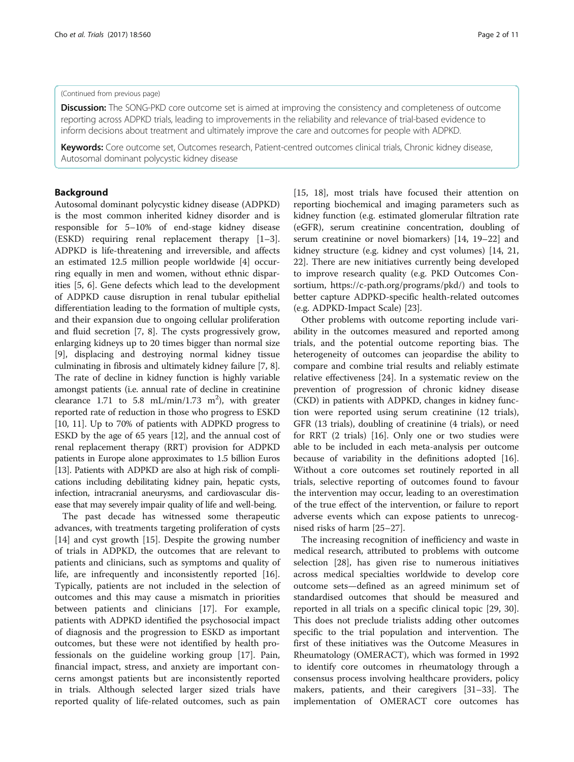(Continued from previous page)

**Discussion:** The SONG-PKD core outcome set is aimed at improving the consistency and completeness of outcome reporting across ADPKD trials, leading to improvements in the reliability and relevance of trial-based evidence to inform decisions about treatment and ultimately improve the care and outcomes for people with ADPKD.

**Keywords:** Core outcome set, Outcomes research, Patient-centred outcomes clinical trials, Chronic kidney disease, Autosomal dominant polycystic kidney disease

## Background

Autosomal dominant polycystic kidney disease (ADPKD) is the most common inherited kidney disorder and is responsible for 5–10% of end-stage kidney disease (ESKD) requiring renal replacement therapy [1–3]. ADPKD is life-threatening and irreversible, and affects an estimated 12.5 million people worldwide [4] occurring equally in men and women, without ethnic disparities [5, 6]. Gene defects which lead to the development of ADPKD cause disruption in renal tubular epithelial differentiation leading to the formation of multiple cysts, and their expansion due to ongoing cellular proliferation and fluid secretion [7, 8]. The cysts progressively grow, enlarging kidneys up to 20 times bigger than normal size [9], displacing and destroying normal kidney tissue culminating in fibrosis and ultimately kidney failure [7, 8]. The rate of decline in kidney function is highly variable amongst patients (i.e. annual rate of decline in creatinine clearance 1.71 to 5.8 mL/min/1.73 $m^2$), with greater reported rate of reduction in those who progress to ESKD [10, 11]. Up to 70% of patients with ADPKD progress to ESKD by the age of 65 years [12], and the annual cost of renal replacement therapy (RRT) provision for ADPKD patients in Europe alone approximates to 1.5 billion Euros [13]. Patients with ADPKD are also at high risk of complications including debilitating kidney pain, hepatic cysts, infection, intracranial aneurysms, and cardiovascular disease that may severely impair quality of life and well-being.

The past decade has witnessed some therapeutic advances, with treatments targeting proliferation of cysts [14] and cyst growth [15]. Despite the growing number of trials in ADPKD, the outcomes that are relevant to patients and clinicians, such as symptoms and quality of life, are infrequently and inconsistently reported [16]. Typically, patients are not included in the selection of outcomes and this may cause a mismatch in priorities between patients and clinicians [17]. For example, patients with ADPKD identified the psychosocial impact of diagnosis and the progression to ESKD as important outcomes, but these were not identified by health professionals on the guideline working group [17]. Pain, financial impact, stress, and anxiety are important concerns amongst patients but are inconsistently reported in trials. Although selected larger sized trials have reported quality of life-related outcomes, such as pain [15, 18], most trials have focused their attention on reporting biochemical and imaging parameters such as kidney function (e.g. estimated glomerular filtration rate (eGFR), serum creatinine concentration, doubling of serum creatinine or novel biomarkers) [14, 19–22] and kidney structure (e.g. kidney and cyst volumes) [14, 21, 22]. There are new initiatives currently being developed to improve research quality (e.g. PKD Outcomes Consortium, https://c-path.org/programs/pkd/) and tools to better capture ADPKD-specific health-related outcomes (e.g. ADPKD-Impact Scale) [23].

Other problems with outcome reporting include variability in the outcomes measured and reported among trials, and the potential outcome reporting bias. The heterogeneity of outcomes can jeopardise the ability to compare and combine trial results and reliably estimate relative effectiveness [24]. In a systematic review on the prevention of progression of chronic kidney disease (CKD) in patients with ADPKD, changes in kidney function were reported using serum creatinine (12 trials), GFR (13 trials), doubling of creatinine (4 trials), or need for RRT (2 trials) [16]. Only one or two studies were able to be included in each meta-analysis per outcome because of variability in the definitions adopted [16]. Without a core outcomes set routinely reported in all trials, selective reporting of outcomes found to favour the intervention may occur, leading to an overestimation of the true effect of the intervention, or failure to report adverse events which can expose patients to unrecognised risks of harm [25–27].

The increasing recognition of inefficiency and waste in medical research, attributed to problems with outcome selection [28], has given rise to numerous initiatives across medical specialties worldwide to develop core outcome sets—defined as an agreed minimum set of standardised outcomes that should be measured and reported in all trials on a specific clinical topic [29, 30]. This does not preclude trialists adding other outcomes specific to the trial population and intervention. The first of these initiatives was the Outcome Measures in Rheumatology (OMERACT), which was formed in 1992 to identify core outcomes in rheumatology through a consensus process involving healthcare providers, policy makers, patients, and their caregivers [31–33]. The implementation of OMERACT core outcomes has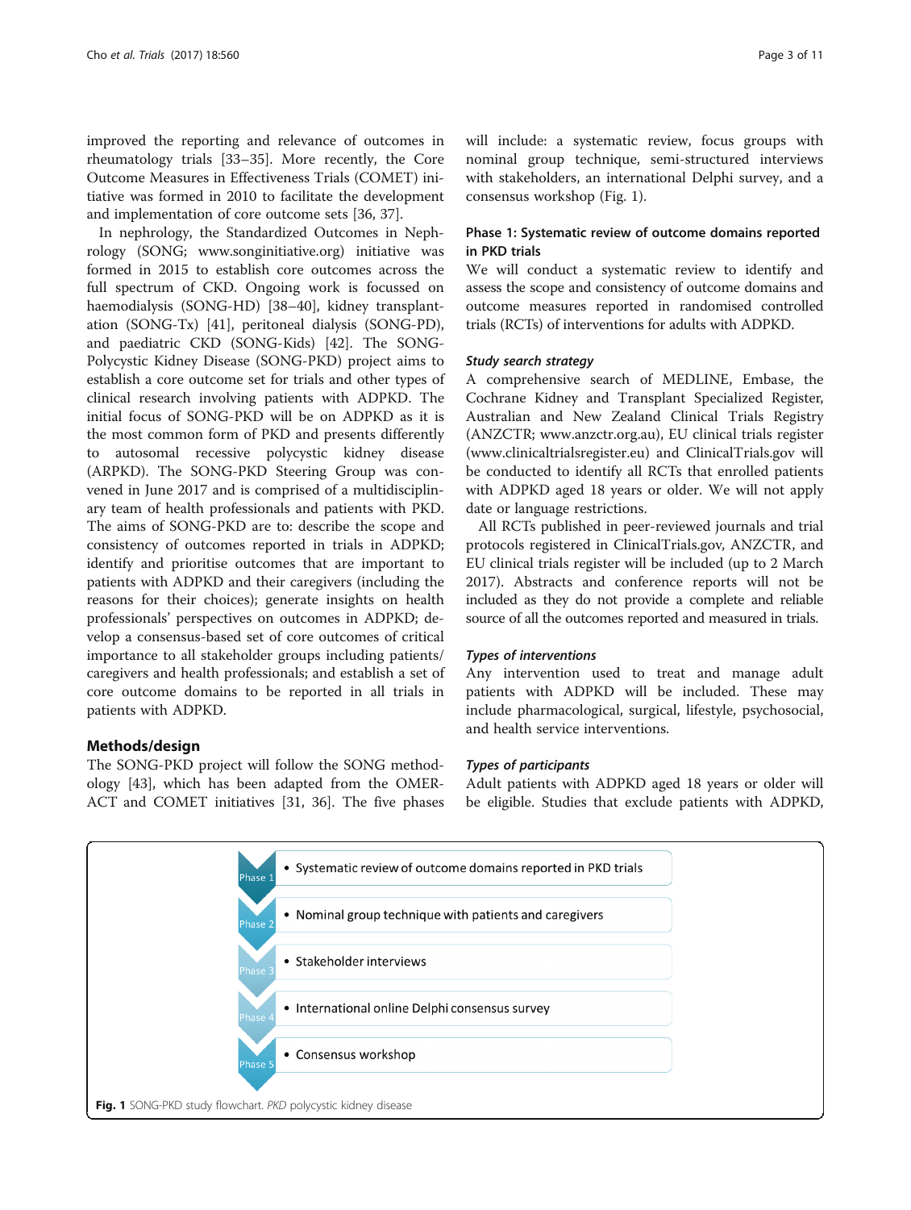improved the reporting and relevance of outcomes in rheumatology trials [33–35]. More recently, the Core Outcome Measures in Effectiveness Trials (COMET) initiative was formed in 2010 to facilitate the development and implementation of core outcome sets [36, 37].

In nephrology, the Standardized Outcomes in Nephrology (SONG; www.songinitiative.org) initiative was formed in 2015 to establish core outcomes across the full spectrum of CKD. Ongoing work is focussed on haemodialysis (SONG-HD) [38–40], kidney transplantation (SONG-Tx) [41], peritoneal dialysis (SONG-PD), and paediatric CKD (SONG-Kids) [42]. The SONG-Polycystic Kidney Disease (SONG-PKD) project aims to establish a core outcome set for trials and other types of clinical research involving patients with ADPKD. The initial focus of SONG-PKD will be on ADPKD as it is the most common form of PKD and presents differently to autosomal recessive polycystic kidney disease (ARPKD). The SONG-PKD Steering Group was convened in June 2017 and is comprised of a multidisciplinary team of health professionals and patients with PKD. The aims of SONG-PKD are to: describe the scope and consistency of outcomes reported in trials in ADPKD; identify and prioritise outcomes that are important to patients with ADPKD and their caregivers (including the reasons for their choices); generate insights on health professionals' perspectives on outcomes in ADPKD; develop a consensus-based set of core outcomes of critical importance to all stakeholder groups including patients/caregivers and health professionals; and establish a set of core outcome domains to be reported in all trials in patients with ADPKD.

## Methods/design

The SONG-PKD project will follow the SONG methodology [43], which has been adapted from the OMERACT and COMET initiatives [31, 36]. The five phases will include: a systematic review, focus groups with nominal group technique, semi-structured interviews with stakeholders, an international Delphi survey, and a consensus workshop (Fig. 1).

### Phase 1: Systematic review of outcome domains reported in PKD trials

We will conduct a systematic review to identify and assess the scope and consistency of outcome domains and outcome measures reported in randomised controlled trials (RCTs) of interventions for adults with ADPKD.

#### *Study search strategy*

A comprehensive search of MEDLINE, Embase, the Cochrane Kidney and Transplant Specialized Register, Australian and New Zealand Clinical Trials Registry (ANZCTR; www.anzctr.org.au), EU clinical trials register (www.clinicaltrialsregister.eu) and ClinicalTrials.gov will be conducted to identify all RCTs that enrolled patients with ADPKD aged 18 years or older. We will not apply date or language restrictions.

All RCTs published in peer-reviewed journals and trial protocols registered in ClinicalTrials.gov, ANZCTR, and EU clinical trials register will be included (up to 2 March 2017). Abstracts and conference reports will not be included as they do not provide a complete and reliable source of all the outcomes reported and measured in trials.

#### *Types of interventions*

Any intervention used to treat and manage adult patients with ADPKD will be included. These may include pharmacological, surgical, lifestyle, psychosocial, and health service interventions.

#### *Types of participants*

Adult patients with ADPKD aged 18 years or older will be eligible. Studies that exclude patients with ADPKD,

- Phase 1 • Systematic review of outcome domains reported in PKD trials
- Phase 2 • Nominal group technique with patients and caregivers
- Phase 3 • Stakeholder interviews
- Phase 4 • International online Delphi consensus survey
- Phase 5 • Consensus workshop

**Fig. 1** SONG-PKD study flowchart. *PKD* polycystic kidney disease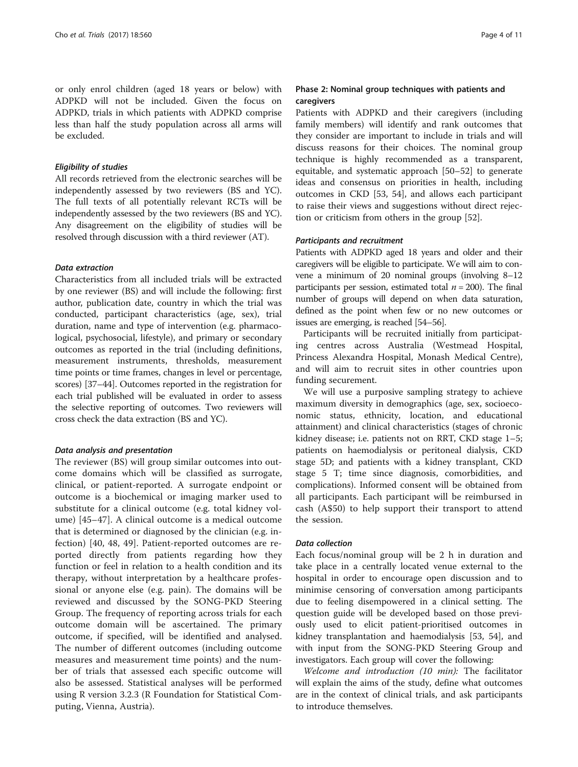or only enrol children (aged 18 years or below) with ADPKD will not be included. Given the focus on ADPKD, trials in which patients with ADPKD comprise less than half the study population across all arms will be excluded.

#### *Eligibility of studies*

All records retrieved from the electronic searches will be independently assessed by two reviewers (BS and YC). The full texts of all potentially relevant RCTs will be independently assessed by the two reviewers (BS and YC). Any disagreement on the eligibility of studies will be resolved through discussion with a third reviewer (AT).

#### *Data extraction*

Characteristics from all included trials will be extracted by one reviewer (BS) and will include the following: first author, publication date, country in which the trial was conducted, participant characteristics (age, sex), trial duration, name and type of intervention (e.g. pharmacological, psychosocial, lifestyle), and primary or secondary outcomes as reported in the trial (including definitions, measurement instruments, thresholds, measurement time points or time frames, changes in level or percentage, scores) [37–44]. Outcomes reported in the registration for each trial published will be evaluated in order to assess the selective reporting of outcomes. Two reviewers will cross check the data extraction (BS and YC).

#### *Data analysis and presentation*

The reviewer (BS) will group similar outcomes into outcome domains which will be classified as surrogate, clinical, or patient-reported. A surrogate endpoint or outcome is a biochemical or imaging marker used to substitute for a clinical outcome (e.g. total kidney volume) [45–47]. A clinical outcome is a medical outcome that is determined or diagnosed by the clinician (e.g. infection) [40, 48, 49]. Patient-reported outcomes are reported directly from patients regarding how they function or feel in relation to a health condition and its therapy, without interpretation by a healthcare professional or anyone else (e.g. pain). The domains will be reviewed and discussed by the SONG-PKD Steering Group. The frequency of reporting across trials for each outcome domain will be ascertained. The primary outcome, if specified, will be identified and analysed. The number of different outcomes (including outcome measures and measurement time points) and the number of trials that assessed each specific outcome will also be assessed. Statistical analyses will be performed using R version 3.2.3 (R Foundation for Statistical Computing, Vienna, Austria).

### Phase 2: Nominal group techniques with patients and caregivers

Patients with ADPKD and their caregivers (including family members) will identify and rank outcomes that they consider are important to include in trials and will discuss reasons for their choices. The nominal group technique is highly recommended as a transparent, equitable, and systematic approach [50–52] to generate ideas and consensus on priorities in health, including outcomes in CKD [53, 54], and allows each participant to raise their views and suggestions without direct rejection or criticism from others in the group [52].

#### *Participants and recruitment*

Patients with ADPKD aged 18 years and older and their caregivers will be eligible to participate. We will aim to convene a minimum of 20 nominal groups (involving 8–12 participants per session, estimated total $n = 200$). The final number of groups will depend on when data saturation, defined as the point when few or no new outcomes or issues are emerging, is reached [54–56].

Participants will be recruited initially from participating centres across Australia (Westmead Hospital, Princess Alexandra Hospital, Monash Medical Centre), and will aim to recruit sites in other countries upon funding securement.

We will use a purposive sampling strategy to achieve maximum diversity in demographics (age, sex, socioeconomic status, ethnicity, location, and educational attainment) and clinical characteristics (stages of chronic kidney disease; i.e. patients not on RRT, CKD stage 1–5; patients on haemodialysis or peritoneal dialysis, CKD stage 5D; and patients with a kidney transplant, CKD stage 5 T; time since diagnosis, comorbidities, and complications). Informed consent will be obtained from all participants. Each participant will be reimbursed in cash (A$50) to help support their transport to attend the session.

#### *Data collection*

Each focus/nominal group will be 2 h in duration and take place in a centrally located venue external to the hospital in order to encourage open discussion and to minimise censoring of conversation among participants due to feeling disempowered in a clinical setting. The question guide will be developed based on those previously used to elicit patient-prioritised outcomes in kidney transplantation and haemodialysis [53, 54], and with input from the SONG-PKD Steering Group and investigators. Each group will cover the following:

*Welcome and introduction (10 min):* The facilitator will explain the aims of the study, define what outcomes are in the context of clinical trials, and ask participants to introduce themselves.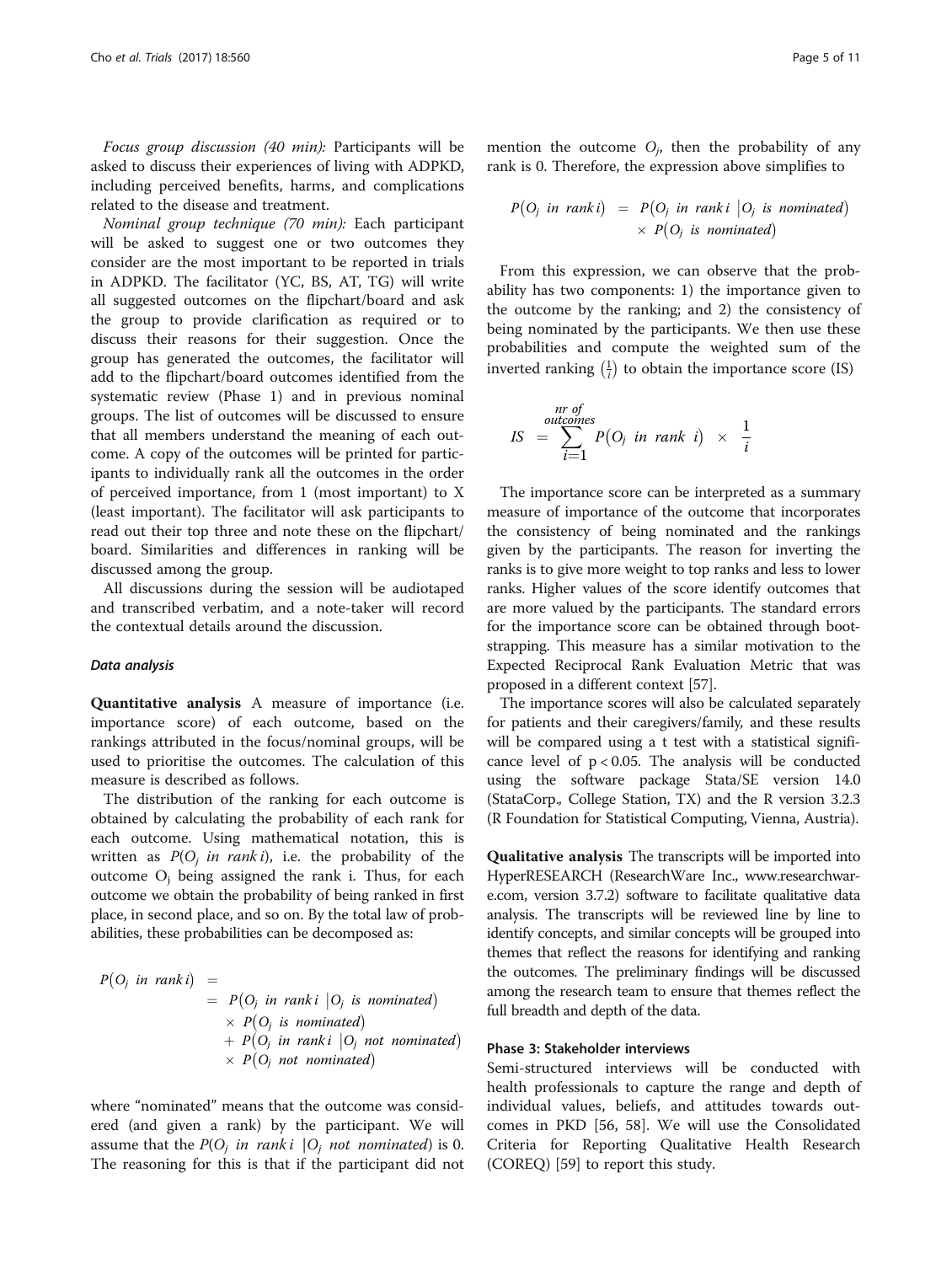*Focus group discussion (40 min):* Participants will be asked to discuss their experiences of living with ADPKD, including perceived benefits, harms, and complications related to the disease and treatment.

*Nominal group technique (70 min):* Each participant will be asked to suggest one or two outcomes they consider are the most important to be reported in trials in ADPKD. The facilitator (YC, BS, AT, TG) will write all suggested outcomes on the flipchart/board and ask the group to provide clarification as required or to discuss their reasons for their suggestion. Once the group has generated the outcomes, the facilitator will add to the flipchart/board outcomes identified from the systematic review (Phase 1) and in previous nominal groups. The list of outcomes will be discussed to ensure that all members understand the meaning of each outcome. A copy of the outcomes will be printed for participants to individually rank all the outcomes in the order of perceived importance, from 1 (most important) to X (least important). The facilitator will ask participants to read out their top three and note these on the flipchart/board. Similarities and differences in ranking will be discussed among the group.

All discussions during the session will be audiotaped and transcribed verbatim, and a note-taker will record the contextual details around the discussion.

#### Data analysis

**Quantitative analysis** A measure of importance (i.e. importance score) of each outcome, based on the rankings attributed in the focus/nominal groups, will be used to prioritise the outcomes. The calculation of this measure is described as follows.

The distribution of the ranking for each outcome is obtained by calculating the probability of each rank for each outcome. Using mathematical notation, this is written as $P(O_j \text{ in rank } i)$, i.e. the probability of the outcome $O_j$ being assigned the rank i. Thus, for each outcome we obtain the probability of being ranked in first place, in second place, and so on. By the total law of probabilities, these probabilities can be decomposed as:

$$
\begin{aligned}
P(O_j \text{ in rank } i) &= \\
&= P(O_j \text{ in rank } i \mid O_j \text{ is nominated}) \\
&\quad \times P(O_j \text{ is nominated}) \\
&\quad + P(O_j \text{ in rank } i \mid O_j \text{ not nominated}) \\
&\quad \times P(O_j \text{ not nominated})
\end{aligned}
$$

where "nominated" means that the outcome was considered (and given a rank) by the participant. We will assume that the $P(O_j \text{ in rank } i \mid O_j \text{ not nominated})$ is 0. The reasoning for this is that if the participant did not mention the outcome $O_j$, then the probability of any rank is 0. Therefore, the expression above simplifies to

$$
\begin{aligned}
P(O_j \text{ in rank } i) &= P(O_j \text{ in rank } i \mid O_j \text{ is nominated}) \\
&\quad \times P(O_j \text{ is nominated})
\end{aligned}
$$

From this expression, we can observe that the probability has two components: 1) the importance given to the outcome by the ranking; and 2) the consistency of being nominated by the participants. We then use these probabilities and compute the weighted sum of the inverted ranking $\left(\frac{1}{i}\right)$ to obtain the importance score (IS)

$$
IS = \sum_{i=1}^{\substack{nr\ of \\ outcomes}} P(O_j \text{ in rank } i) \times \frac{1}{i}
$$

The importance score can be interpreted as a summary measure of importance of the outcome that incorporates the consistency of being nominated and the rankings given by the participants. The reason for inverting the ranks is to give more weight to top ranks and less to lower ranks. Higher values of the score identify outcomes that are more valued by the participants. The standard errors for the importance score can be obtained through bootstrapping. This measure has a similar motivation to the Expected Reciprocal Rank Evaluation Metric that was proposed in a different context [57].

The importance scores will also be calculated separately for patients and their caregivers/family, and these results will be compared using a t test with a statistical significance level of $p < 0.05$. The analysis will be conducted using the software package Stata/SE version 14.0 (StataCorp., College Station, TX) and the R version 3.2.3 (R Foundation for Statistical Computing, Vienna, Austria).

**Qualitative analysis** The transcripts will be imported into HyperRESEARCH (ResearchWare Inc., www.researchware.com, version 3.7.2) software to facilitate qualitative data analysis. The transcripts will be reviewed line by line to identify concepts, and similar concepts will be grouped into themes that reflect the reasons for identifying and ranking the outcomes. The preliminary findings will be discussed among the research team to ensure that themes reflect the full breadth and depth of the data.

### Phase 3: Stakeholder interviews

Semi-structured interviews will be conducted with health professionals to capture the range and depth of individual values, beliefs, and attitudes towards outcomes in PKD [56, 58]. We will use the Consolidated Criteria for Reporting Qualitative Health Research (COREQ) [59] to report this study.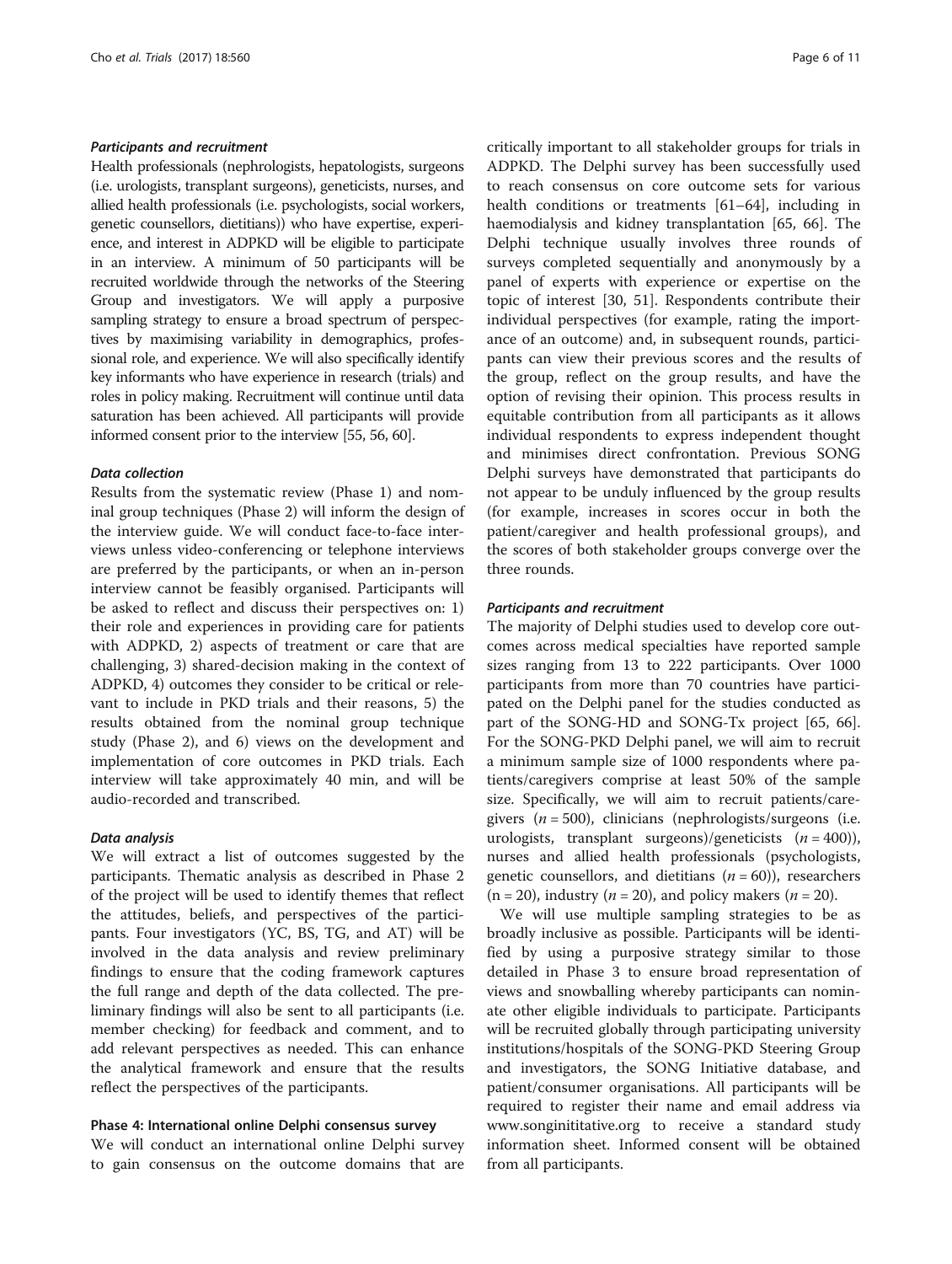#### *Participants and recruitment*

Health professionals (nephrologists, hepatologists, surgeons (i.e. urologists, transplant surgeons), geneticists, nurses, and allied health professionals (i.e. psychologists, social workers, genetic counsellors, dietitians)) who have expertise, experience, and interest in ADPKD will be eligible to participate in an interview. A minimum of 50 participants will be recruited worldwide through the networks of the Steering Group and investigators. We will apply a purposive sampling strategy to ensure a broad spectrum of perspectives by maximising variability in demographics, professional role, and experience. We will also specifically identify key informants who have experience in research (trials) and roles in policy making. Recruitment will continue until data saturation has been achieved. All participants will provide informed consent prior to the interview [55, 56, 60].

#### *Data collection*

Results from the systematic review (Phase 1) and nominal group techniques (Phase 2) will inform the design of the interview guide. We will conduct face-to-face interviews unless video-conferencing or telephone interviews are preferred by the participants, or when an in-person interview cannot be feasibly organised. Participants will be asked to reflect and discuss their perspectives on: 1) their role and experiences in providing care for patients with ADPKD, 2) aspects of treatment or care that are challenging, 3) shared-decision making in the context of ADPKD, 4) outcomes they consider to be critical or relevant to include in PKD trials and their reasons, 5) the results obtained from the nominal group technique study (Phase 2), and 6) views on the development and implementation of core outcomes in PKD trials. Each interview will take approximately 40 min, and will be audio-recorded and transcribed.

#### *Data analysis*

We will extract a list of outcomes suggested by the participants. Thematic analysis as described in Phase 2 of the project will be used to identify themes that reflect the attitudes, beliefs, and perspectives of the participants. Four investigators (YC, BS, TG, and AT) will be involved in the data analysis and review preliminary findings to ensure that the coding framework captures the full range and depth of the data collected. The preliminary findings will also be sent to all participants (i.e. member checking) for feedback and comment, and to add relevant perspectives as needed. This can enhance the analytical framework and ensure that the results reflect the perspectives of the participants.

### Phase 4: International online Delphi consensus survey

We will conduct an international online Delphi survey to gain consensus on the outcome domains that are critically important to all stakeholder groups for trials in ADPKD. The Delphi survey has been successfully used to reach consensus on core outcome sets for various health conditions or treatments [61–64], including in haemodialysis and kidney transplantation [65, 66]. The Delphi technique usually involves three rounds of surveys completed sequentially and anonymously by a panel of experts with experience or expertise on the topic of interest [30, 51]. Respondents contribute their individual perspectives (for example, rating the importance of an outcome) and, in subsequent rounds, participants can view their previous scores and the results of the group, reflect on the group results, and have the option of revising their opinion. This process results in equitable contribution from all participants as it allows individual respondents to express independent thought and minimises direct confrontation. Previous SONG Delphi surveys have demonstrated that participants do not appear to be unduly influenced by the group results (for example, increases in scores occur in both the patient/caregiver and health professional groups), and the scores of both stakeholder groups converge over the three rounds.

#### *Participants and recruitment*

The majority of Delphi studies used to develop core outcomes across medical specialties have reported sample sizes ranging from 13 to 222 participants. Over 1000 participants from more than 70 countries have participated on the Delphi panel for the studies conducted as part of the SONG-HD and SONG-Tx project [65, 66]. For the SONG-PKD Delphi panel, we will aim to recruit a minimum sample size of 1000 respondents where patients/caregivers comprise at least 50% of the sample size. Specifically, we will aim to recruit patients/caregivers ($n = 500$), clinicians (nephrologists/surgeons (i.e. urologists, transplant surgeons)/geneticists ($n = 400$)), nurses and allied health professionals (psychologists, genetic counsellors, and dietitians ($n = 60$)), researchers ($n = 20$), industry ($n = 20$), and policy makers ($n = 20$).

We will use multiple sampling strategies to be as broadly inclusive as possible. Participants will be identified by using a purposive strategy similar to those detailed in Phase 3 to ensure broad representation of views and snowballing whereby participants can nominate other eligible individuals to participate. Participants will be recruited globally through participating university institutions/hospitals of the SONG-PKD Steering Group and investigators, the SONG Initiative database, and patient/consumer organisations. All participants will be required to register their name and email address via www.songinititative.org to receive a standard study information sheet. Informed consent will be obtained from all participants.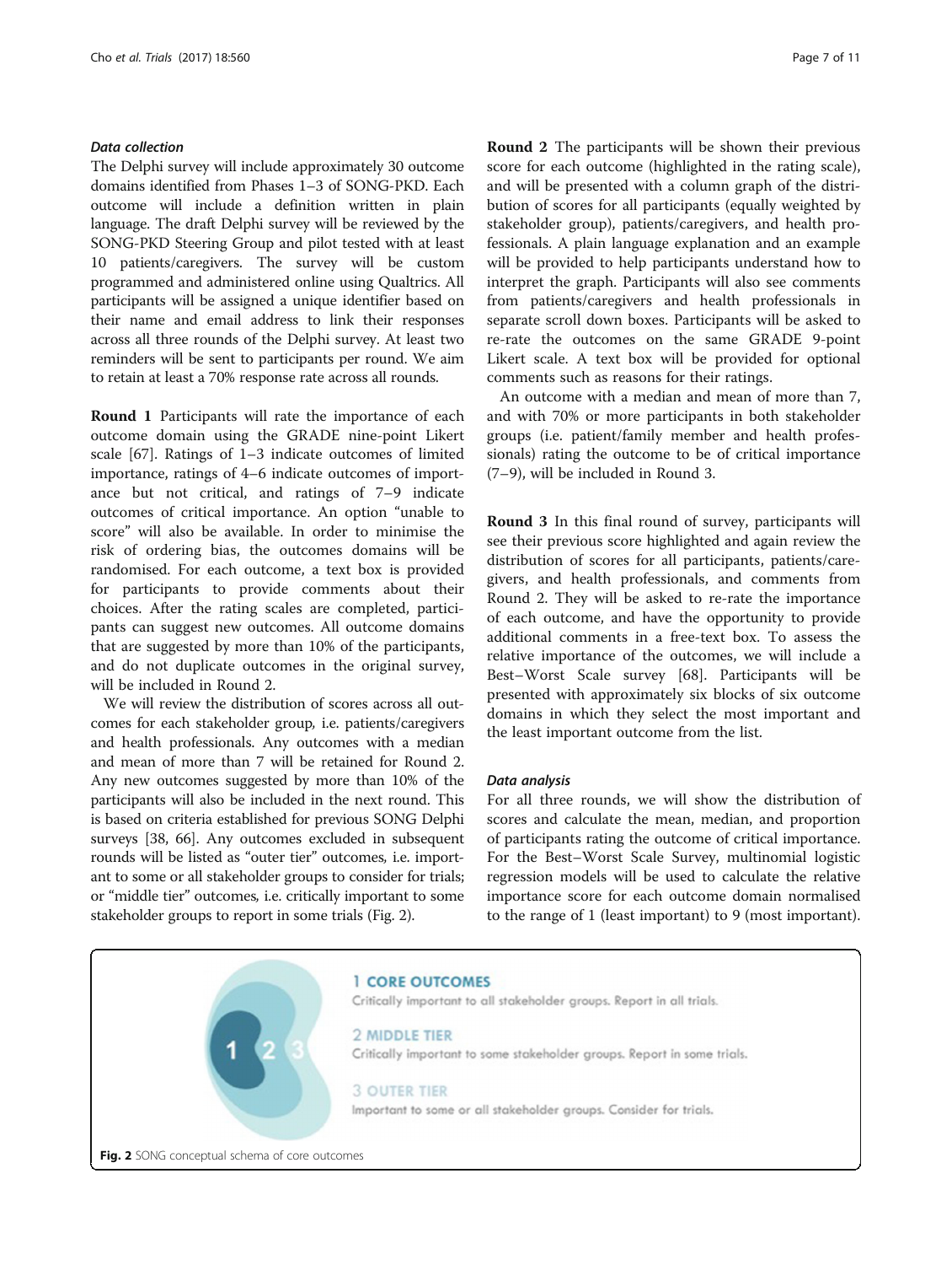### Data collection

The Delphi survey will include approximately 30 outcome domains identified from Phases 1–3 of SONG-PKD. Each outcome will include a definition written in plain language. The draft Delphi survey will be reviewed by the SONG-PKD Steering Group and pilot tested with at least 10 patients/caregivers. The survey will be custom programmed and administered online using Qualtrics. All participants will be assigned a unique identifier based on their name and email address to link their responses across all three rounds of the Delphi survey. At least two reminders will be sent to participants per round. We aim to retain at least a 70% response rate across all rounds.

**Round 1** Participants will rate the importance of each outcome domain using the GRADE nine-point Likert scale [67]. Ratings of 1–3 indicate outcomes of limited importance, ratings of 4–6 indicate outcomes of importance but not critical, and ratings of 7–9 indicate outcomes of critical importance. An option "unable to score" will also be available. In order to minimise the risk of ordering bias, the outcomes domains will be randomised. For each outcome, a text box is provided for participants to provide comments about their choices. After the rating scales are completed, participants can suggest new outcomes. All outcome domains that are suggested by more than 10% of the participants, and do not duplicate outcomes in the original survey, will be included in Round 2.

We will review the distribution of scores across all outcomes for each stakeholder group, i.e. patients/caregivers and health professionals. Any outcomes with a median and mean of more than 7 will be retained for Round 2. Any new outcomes suggested by more than 10% of the participants will also be included in the next round. This is based on criteria established for previous SONG Delphi surveys [38, 66]. Any outcomes excluded in subsequent rounds will be listed as "outer tier" outcomes, i.e. important to some or all stakeholder groups to consider for trials; or "middle tier" outcomes, i.e. critically important to some stakeholder groups to report in some trials (Fig. 2).

**Round 2** The participants will be shown their previous score for each outcome (highlighted in the rating scale), and will be presented with a column graph of the distribution of scores for all participants (equally weighted by stakeholder group), patients/caregivers, and health professionals. A plain language explanation and an example will be provided to help participants understand how to interpret the graph. Participants will also see comments from patients/caregivers and health professionals in separate scroll down boxes. Participants will be asked to re-rate the outcomes on the same GRADE 9-point Likert scale. A text box will be provided for optional comments such as reasons for their ratings.

An outcome with a median and mean of more than 7, and with 70% or more participants in both stakeholder groups (i.e. patient/family member and health professionals) rating the outcome to be of critical importance (7–9), will be included in Round 3.

**Round 3** In this final round of survey, participants will see their previous score highlighted and again review the distribution of scores for all participants, patients/caregivers, and health professionals, and comments from Round 2. They will be asked to re-rate the importance of each outcome, and have the opportunity to provide additional comments in a free-text box. To assess the relative importance of the outcomes, we will include a Best–Worst Scale survey [68]. Participants will be presented with approximately six blocks of six outcome domains in which they select the most important and the least important outcome from the list.

### Data analysis

For all three rounds, we will show the distribution of scores and calculate the mean, median, and proportion of participants rating the outcome of critical importance. For the Best–Worst Scale Survey, multinomial logistic regression models will be used to calculate the relative importance score for each outcome domain normalised to the range of 1 (least important) to 9 (most important).

1 CORE OUTCOMES
Critically important to all stakeholder groups. Report in all trials.

2 MIDDLE TIER
Critically important to some stakeholder groups. Report in some trials.

3 OUTER TIER
Important to some or all stakeholder groups. Consider for trials.

**Fig. 2** SONG conceptual schema of core outcomes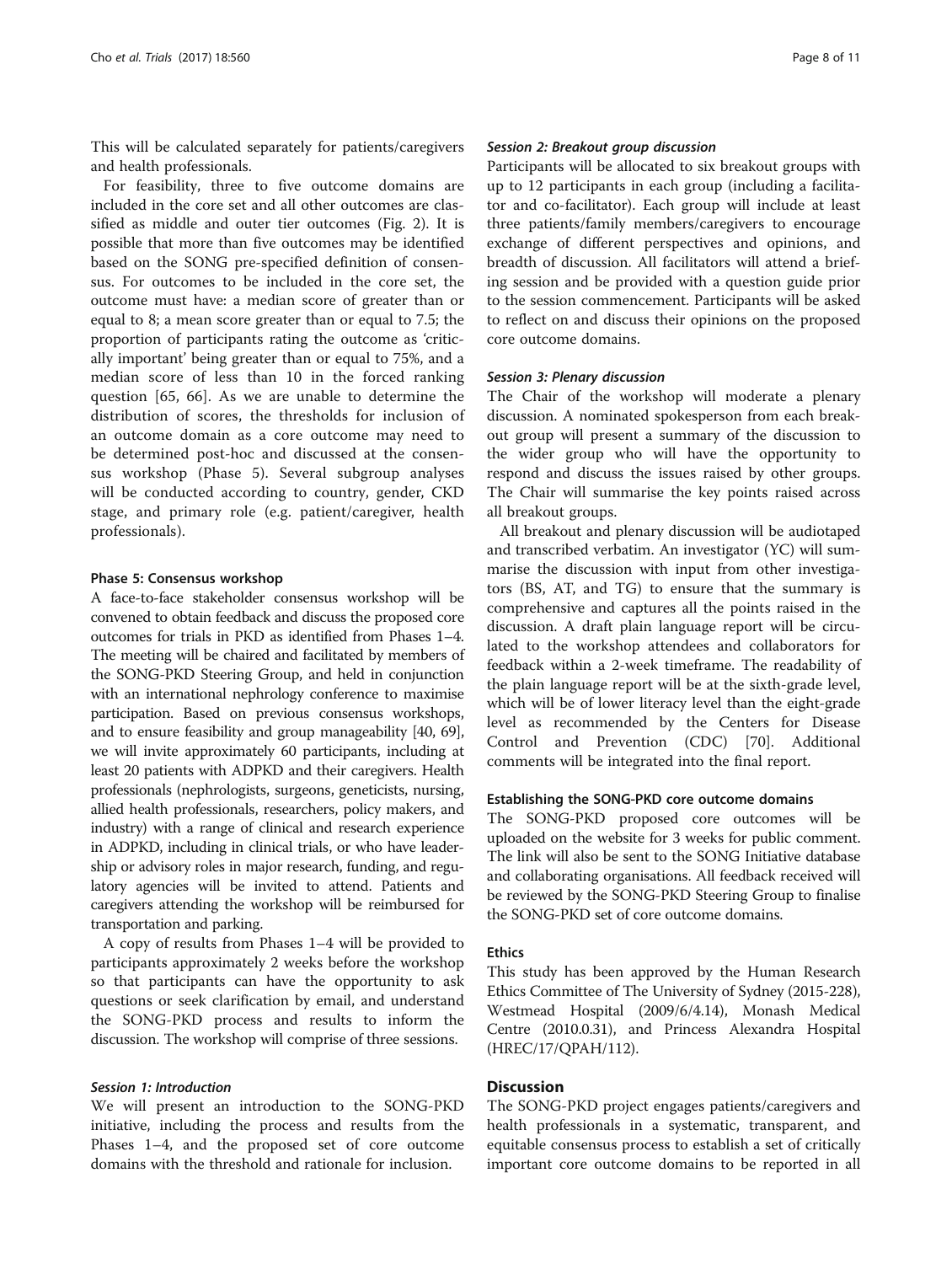This will be calculated separately for patients/caregivers and health professionals.

For feasibility, three to five outcome domains are included in the core set and all other outcomes are classified as middle and outer tier outcomes (Fig. 2). It is possible that more than five outcomes may be identified based on the SONG pre-specified definition of consensus. For outcomes to be included in the core set, the outcome must have: a median score of greater than or equal to 8; a mean score greater than or equal to 7.5; the proportion of participants rating the outcome as 'critically important' being greater than or equal to 75%, and a median score of less than 10 in the forced ranking question [65, 66]. As we are unable to determine the distribution of scores, the thresholds for inclusion of an outcome domain as a core outcome may need to be determined post-hoc and discussed at the consensus workshop (Phase 5). Several subgroup analyses will be conducted according to country, gender, CKD stage, and primary role (e.g. patient/caregiver, health professionals).

#### Phase 5: Consensus workshop

A face-to-face stakeholder consensus workshop will be convened to obtain feedback and discuss the proposed core outcomes for trials in PKD as identified from Phases 1–4. The meeting will be chaired and facilitated by members of the SONG-PKD Steering Group, and held in conjunction with an international nephrology conference to maximise participation. Based on previous consensus workshops, and to ensure feasibility and group manageability [40, 69], we will invite approximately 60 participants, including at least 20 patients with ADPKD and their caregivers. Health professionals (nephrologists, surgeons, geneticists, nursing, allied health professionals, researchers, policy makers, and industry) with a range of clinical and research experience in ADPKD, including in clinical trials, or who have leadership or advisory roles in major research, funding, and regulatory agencies will be invited to attend. Patients and caregivers attending the workshop will be reimbursed for transportation and parking.

A copy of results from Phases 1–4 will be provided to participants approximately 2 weeks before the workshop so that participants can have the opportunity to ask questions or seek clarification by email, and understand the SONG-PKD process and results to inform the discussion. The workshop will comprise of three sessions.

##### *Session 1: Introduction*

We will present an introduction to the SONG-PKD initiative, including the process and results from the Phases 1–4, and the proposed set of core outcome domains with the threshold and rationale for inclusion.

##### *Session 2: Breakout group discussion*

Participants will be allocated to six breakout groups with up to 12 participants in each group (including a facilitator and co-facilitator). Each group will include at least three patients/family members/caregivers to encourage exchange of different perspectives and opinions, and breadth of discussion. All facilitators will attend a briefing session and be provided with a question guide prior to the session commencement. Participants will be asked to reflect on and discuss their opinions on the proposed core outcome domains.

##### *Session 3: Plenary discussion*

The Chair of the workshop will moderate a plenary discussion. A nominated spokesperson from each breakout group will present a summary of the discussion to the wider group who will have the opportunity to respond and discuss the issues raised by other groups. The Chair will summarise the key points raised across all breakout groups.

All breakout and plenary discussion will be audiotaped and transcribed verbatim. An investigator (YC) will summarise the discussion with input from other investigators (BS, AT, and TG) to ensure that the summary is comprehensive and captures all the points raised in the discussion. A draft plain language report will be circulated to the workshop attendees and collaborators for feedback within a 2-week timeframe. The readability of the plain language report will be at the sixth-grade level, which will be of lower literacy level than the eight-grade level as recommended by the Centers for Disease Control and Prevention (CDC) [70]. Additional comments will be integrated into the final report.

#### Establishing the SONG-PKD core outcome domains

The SONG-PKD proposed core outcomes will be uploaded on the website for 3 weeks for public comment. The link will also be sent to the SONG Initiative database and collaborating organisations. All feedback received will be reviewed by the SONG-PKD Steering Group to finalise the SONG-PKD set of core outcome domains.

#### Ethics

This study has been approved by the Human Research Ethics Committee of The University of Sydney (2015-228), Westmead Hospital (2009/6/4.14), Monash Medical Centre (2010.0.31), and Princess Alexandra Hospital (HREC/17/QPAH/112).

## Discussion

The SONG-PKD project engages patients/caregivers and health professionals in a systematic, transparent, and equitable consensus process to establish a set of critically important core outcome domains to be reported in all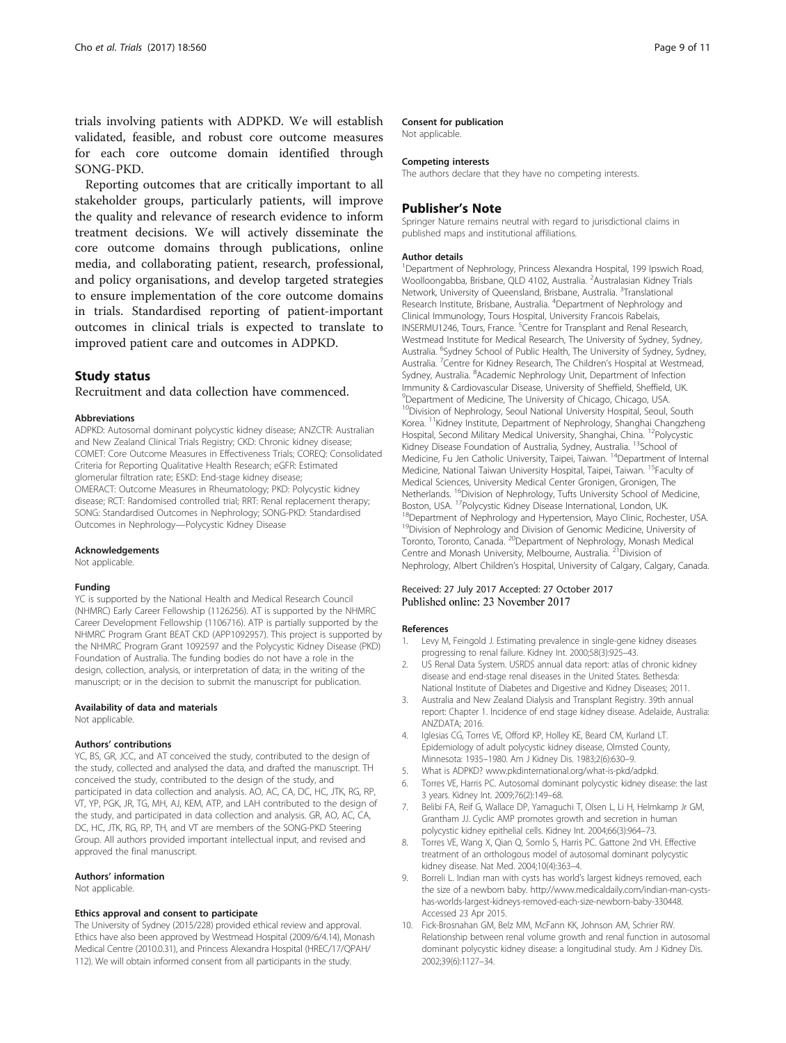trials involving patients with ADPKD. We will establish validated, feasible, and robust core outcome measures for each core outcome domain identified through SONG-PKD.

Reporting outcomes that are critically important to all stakeholder groups, particularly patients, will improve the quality and relevance of research evidence to inform treatment decisions. We will actively disseminate the core outcome domains through publications, online media, and collaborating patient, research, professional, and policy organisations, and develop targeted strategies to ensure implementation of the core outcome domains in trials. Standardised reporting of patient-important outcomes in clinical trials is expected to translate to improved patient care and outcomes in ADPKD.

## Study status

Recruitment and data collection have commenced.

#### Abbreviations

ADPKD: Autosomal dominant polycystic kidney disease; ANZCTR: Australian and New Zealand Clinical Trials Registry; CKD: Chronic kidney disease; COMET: Core Outcome Measures in Effectiveness Trials; COREQ: Consolidated Criteria for Reporting Qualitative Health Research; eGFR: Estimated glomerular filtration rate; ESKD: End-stage kidney disease; OMERACT: Outcome Measures in Rheumatology; PKD: Polycystic kidney disease; RCT: Randomised controlled trial; RRT: Renal replacement therapy; SONG: Standardised Outcomes in Nephrology; SONG-PKD: Standardised Outcomes in Nephrology—Polycystic Kidney Disease

#### Acknowledgements

Not applicable.

#### Funding

YC is supported by the National Health and Medical Research Council (NHMRC) Early Career Fellowship (1126256). AT is supported by the NHMRC Career Development Fellowship (1106716). ATP is partially supported by the NHMRC Program Grant BEAT CKD (APP1092957). This project is supported by the NHMRC Program Grant 1092597 and the Polycystic Kidney Disease (PKD) Foundation of Australia. The funding bodies do not have a role in the design, collection, analysis, or interpretation of data; in the writing of the manuscript; or in the decision to submit the manuscript for publication.

#### Availability of data and materials

Not applicable.

#### Authors' contributions

YC, BS, GR, JCC, and AT conceived the study, contributed to the design of the study, collected and analysed the data, and drafted the manuscript. TH conceived the study, contributed to the design of the study, and participated in data collection and analysis. AO, AC, CA, DC, HC, JTK, RG, RP, VT, YP, PGK, JR, TG, MH, AJ, KEM, ATP, and LAH contributed to the design of the study, and participated in data collection and analysis. GR, AO, AC, CA, DC, HC, JTK, RG, RP, TH, and VT are members of the SONG-PKD Steering Group. All authors provided important intellectual input, and revised and approved the final manuscript.

#### Authors' information

Not applicable.

#### Ethics approval and consent to participate

The University of Sydney (2015/228) provided ethical review and approval. Ethics have also been approved by Westmead Hospital (2009/6/4.14), Monash Medical Centre (2010.0.31), and Princess Alexandra Hospital (HREC/17/QPAH/112). We will obtain informed consent from all participants in the study.

#### Consent for publication

Not applicable.

#### Competing interests

The authors declare that they have no competing interests.

## Publisher's Note

Springer Nature remains neutral with regard to jurisdictional claims in published maps and institutional affiliations.

#### Author details

[1]Department of Nephrology, Princess Alexandra Hospital, 199 Ipswich Road, Woolloongabba, Brisbane, QLD 4102, Australia. [2]Australasian Kidney Trials Network, University of Queensland, Brisbane, Australia. [3]Translational Research Institute, Brisbane, Australia. [4]Department of Nephrology and Clinical Immunology, Tours Hospital, University Francois Rabelais, INSERMU1246, Tours, France. [5]Centre for Transplant and Renal Research, Westmead Institute for Medical Research, The University of Sydney, Sydney, Australia. [6]Sydney School of Public Health, The University of Sydney, Sydney, Australia. [7]Centre for Kidney Research, The Children's Hospital at Westmead, Sydney, Australia. [8]Academic Nephrology Unit, Department of Infection Immunity & Cardiovascular Disease, University of Sheffield, Sheffield, UK. [9]Department of Medicine, The University of Chicago, Chicago, USA. [10]Division of Nephrology, Seoul National University Hospital, Seoul, South Korea. [11]Kidney Institute, Department of Nephrology, Shanghai Changzheng Hospital, Second Military Medical University, Shanghai, China. [12]Polycystic Kidney Disease Foundation of Australia, Sydney, Australia. [13]School of Medicine, Fu Jen Catholic University, Taipei, Taiwan. [14]Department of Internal Medicine, National Taiwan University Hospital, Taipei, Taiwan. [15]Faculty of Medical Sciences, University Medical Center Gronigen, Gronigen, The Netherlands. [16]Division of Nephrology, Tufts University School of Medicine, Boston, USA. [17]Polycystic Kidney Disease International, London, UK. [18]Department of Nephrology and Hypertension, Mayo Clinic, Rochester, USA. [19]Division of Nephrology and Division of Genomic Medicine, University of Toronto, Toronto, Canada. [20]Department of Nephrology, Monash Medical Centre and Monash University, Melbourne, Australia. [21]Division of Nephrology, Albert Children's Hospital, University of Calgary, Calgary, Canada.

Received: 27 July 2017 Accepted: 27 October 2017
Published online: 23 November 2017

#### References

1. Levy M, Feingold J. Estimating prevalence in single-gene kidney diseases progressing to renal failure. Kidney Int. 2000;58(3):925–43.
2. US Renal Data System. USRDS annual data report: atlas of chronic kidney disease and end-stage renal diseases in the United States. Bethesda: National Institute of Diabetes and Digestive and Kidney Diseases; 2011.
3. Australia and New Zealand Dialysis and Transplant Registry. 39th annual report: Chapter 1. Incidence of end stage kidney disease. Adelaide, Australia: ANZDATA; 2016.
4. Iglesias CG, Torres VE, Offord KP, Holley KE, Beard CM, Kurland LT. Epidemiology of adult polycystic kidney disease, Olmsted County, Minnesota: 1935–1980. Am J Kidney Dis. 1983;2(6):630–9.
5. What is ADPKD? www.pkdinternational.org/what-is-pkd/adpkd.
6. Torres VE, Harris PC. Autosomal dominant polycystic kidney disease: the last 3 years. Kidney Int. 2009;76(2):149–68.
7. Belibi FA, Reif G, Wallace DP, Yamaguchi T, Olsen L, Li H, Helmkamp Jr GM, Grantham JJ. Cyclic AMP promotes growth and secretion in human polycystic kidney epithelial cells. Kidney Int. 2004;66(3):964–73.
8. Torres VE, Wang X, Qian Q, Somlo S, Harris PC. Gattone 2nd VH. Effective treatment of an orthologous model of autosomal dominant polycystic kidney disease. Nat Med. 2004;10(4):363–4.
9. Borreli L. Indian man with cysts has world's largest kidneys removed, each the size of a newborn baby. http://www.medicaldaily.com/indian-man-cysts-has-worlds-largest-kidneys-removed-each-size-newborn-baby-330448. Accessed 23 Apr 2015.
10. Fick-Brosnahan GM, Belz MM, McFann KK, Johnson AM, Schrier RW. Relationship between renal volume growth and renal function in autosomal dominant polycystic kidney disease: a longitudinal study. Am J Kidney Dis. 2002;39(6):1127–34.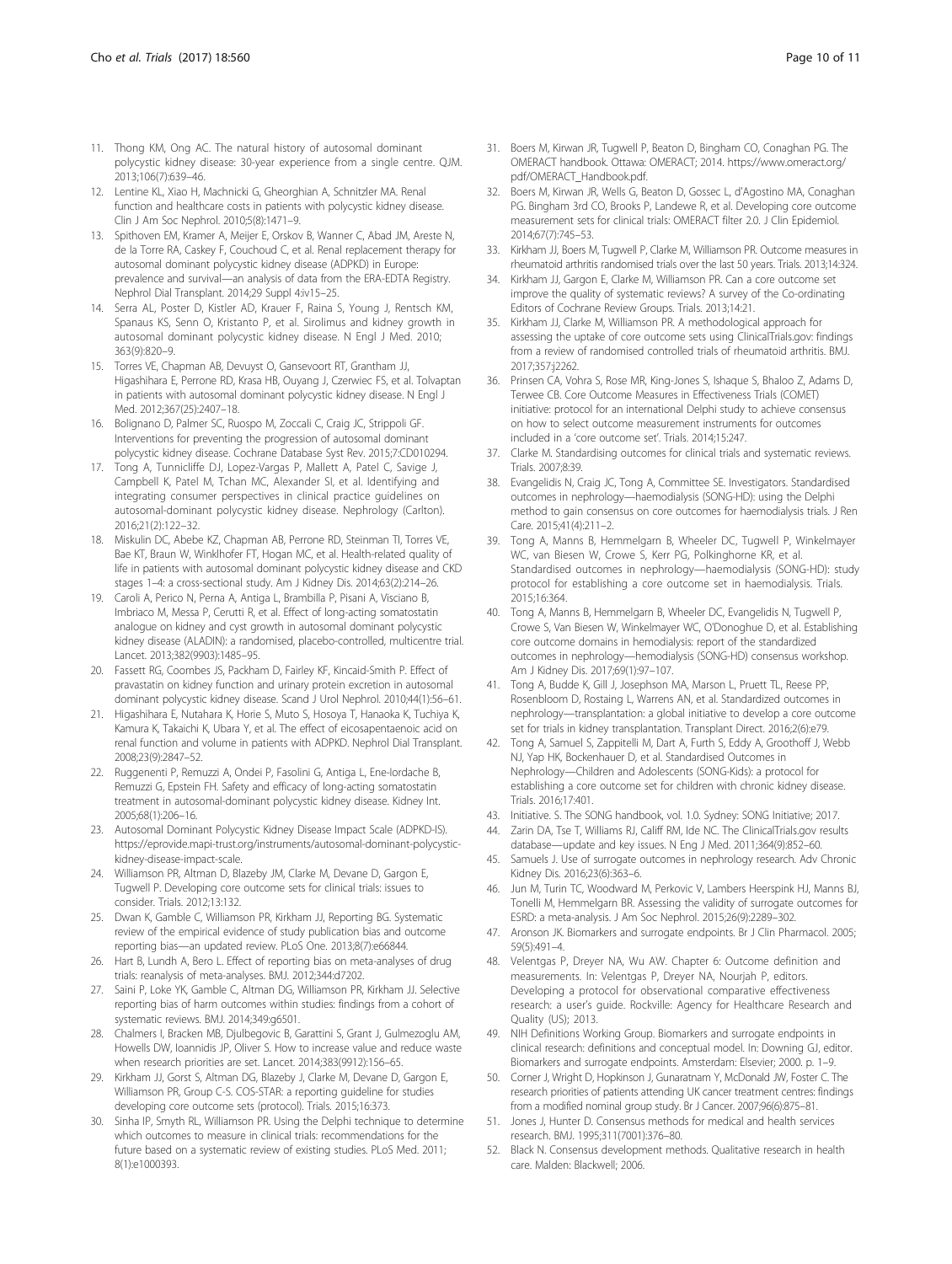11. Thong KM, Ong AC. The natural history of autosomal dominant polycystic kidney disease: 30-year experience from a single centre. QJM. 2013;106(7):639–46.
12. Lentine KL, Xiao H, Machnicki G, Gheorghian A, Schnitzler MA. Renal function and healthcare costs in patients with polycystic kidney disease. Clin J Am Soc Nephrol. 2010;5(8):1471–9.
13. Spithoven EM, Kramer A, Meijer E, Orskov B, Wanner C, Abad JM, Areste N, de la Torre RA, Caskey F, Couchoud C, et al. Renal replacement therapy for autosomal dominant polycystic kidney disease (ADPKD) in Europe: prevalence and survival—an analysis of data from the ERA-EDTA Registry. Nephrol Dial Transplant. 2014;29 Suppl 4:iv15–25.
14. Serra AL, Poster D, Kistler AD, Krauer F, Raina S, Young J, Rentsch KM, Spanaus KS, Senn O, Kristanto P, et al. Sirolimus and kidney growth in autosomal dominant polycystic kidney disease. N Engl J Med. 2010; 363(9):820–9.
15. Torres VE, Chapman AB, Devuyst O, Gansevoort RT, Grantham JJ, Higashihara E, Perrone RD, Krasa HB, Ouyang J, Czerwiec FS, et al. Tolvaptan in patients with autosomal dominant polycystic kidney disease. N Engl J Med. 2012;367(25):2407–18.
16. Bolignano D, Palmer SC, Ruospo M, Zoccali C, Craig JC, Strippoli GF. Interventions for preventing the progression of autosomal dominant polycystic kidney disease. Cochrane Database Syst Rev. 2015;7:CD010294.
17. Tong A, Tunnicliffe DJ, Lopez-Vargas P, Mallett A, Patel C, Savige J, Campbell K, Patel M, Tchan MC, Alexander SI, et al. Identifying and integrating consumer perspectives in clinical practice guidelines on autosomal-dominant polycystic kidney disease. Nephrology (Carlton). 2016;21(2):122–32.
18. Miskulin DC, Abebe KZ, Chapman AB, Perrone RD, Steinman TI, Torres VE, Bae KT, Braun W, Winklhofer FT, Hogan MC, et al. Health-related quality of life in patients with autosomal dominant polycystic kidney disease and CKD stages 1–4: a cross-sectional study. Am J Kidney Dis. 2014;63(2):214–26.
19. Caroli A, Perico N, Perna A, Antiga L, Brambilla P, Pisani A, Visciano B, Imbriaco M, Messa P, Cerutti R, et al. Effect of long-acting somatostatin analogue on kidney and cyst growth in autosomal dominant polycystic kidney disease (ALADIN): a randomised, placebo-controlled, multicentre trial. Lancet. 2013;382(9903):1485–95.
20. Fassett RG, Coombes JS, Packham D, Fairley KF, Kincaid-Smith P. Effect of pravastatin on kidney function and urinary protein excretion in autosomal dominant polycystic kidney disease. Scand J Urol Nephrol. 2010;44(1):56–61.
21. Higashihara E, Nutahara K, Horie S, Muto S, Hosoya T, Hanaoka K, Tuchiya K, Kamura K, Takaichi K, Ubara Y, et al. The effect of eicosapentaenoic acid on renal function and volume in patients with ADPKD. Nephrol Dial Transplant. 2008;23(9):2847–52.
22. Ruggenenti P, Remuzzi A, Ondei P, Fasolini G, Antiga L, Ene-Iordache B, Remuzzi G, Epstein FH. Safety and efficacy of long-acting somatostatin treatment in autosomal-dominant polycystic kidney disease. Kidney Int. 2005;68(1):206–16.
23. Autosomal Dominant Polycystic Kidney Disease Impact Scale (ADPKD-IS). https://eprovide.mapi-trust.org/instruments/autosomal-dominant-polycystic-kidney-disease-impact-scale.
24. Williamson PR, Altman D, Blazeby JM, Clarke M, Devane D, Gargon E, Tugwell P. Developing core outcome sets for clinical trials: issues to consider. Trials. 2012;13:132.
25. Dwan K, Gamble C, Williamson PR, Kirkham JJ, Reporting BG. Systematic review of the empirical evidence of study publication bias and outcome reporting bias—an updated review. PLoS One. 2013;8(7):e66844.
26. Hart B, Lundh A, Bero L. Effect of reporting bias on meta-analyses of drug trials: reanalysis of meta-analyses. BMJ. 2012;344:d7202.
27. Saini P, Loke YK, Gamble C, Altman DG, Williamson PR, Kirkham JJ. Selective reporting bias of harm outcomes within studies: findings from a cohort of systematic reviews. BMJ. 2014;349:g6501.
28. Chalmers I, Bracken MB, Djulbegovic B, Garattini S, Grant J, Gulmezoglu AM, Howells DW, Ioannidis JP, Oliver S. How to increase value and reduce waste when research priorities are set. Lancet. 2014;383(9912):156–65.
29. Kirkham JJ, Gorst S, Altman DG, Blazeby J, Clarke M, Devane D, Gargon E, Williamson PR, Group C-S. COS-STAR: a reporting guideline for studies developing core outcome sets (protocol). Trials. 2015;16:373.
30. Sinha IP, Smyth RL, Williamson PR. Using the Delphi technique to determine which outcomes to measure in clinical trials: recommendations for the future based on a systematic review of existing studies. PLoS Med. 2011; 8(1):e1000393.
31. Boers M, Kirwan JR, Tugwell P, Beaton D, Bingham CO, Conaghan PG. The OMERACT handbook. Ottawa: OMERACT; 2014. https://www.omeract.org/pdf/OMERACT_Handbook.pdf.
32. Boers M, Kirwan JR, Wells G, Beaton D, Gossec L, d'Agostino MA, Conaghan PG. Bingham 3rd CO, Brooks P, Landewe R, et al. Developing core outcome measurement sets for clinical trials: OMERACT filter 2.0. J Clin Epidemiol. 2014;67(7):745–53.
33. Kirkham JJ, Boers M, Tugwell P, Clarke M, Williamson PR. Outcome measures in rheumatoid arthritis randomised trials over the last 50 years. Trials. 2013;14:324.
34. Kirkham JJ, Gargon E, Clarke M, Williamson PR. Can a core outcome set improve the quality of systematic reviews? A survey of the Co-ordinating Editors of Cochrane Review Groups. Trials. 2013;14:21.
35. Kirkham JJ, Clarke M, Williamson PR. A methodological approach for assessing the uptake of core outcome sets using ClinicalTrials.gov: findings from a review of randomised controlled trials of rheumatoid arthritis. BMJ. 2017;357:j2262.
36. Prinsen CA, Vohra S, Rose MR, King-Jones S, Ishaque S, Bhaloo Z, Adams D, Terwee CB. Core Outcome Measures in Effectiveness Trials (COMET) initiative: protocol for an international Delphi study to achieve consensus on how to select outcome measurement instruments for outcomes included in a 'core outcome set'. Trials. 2014;15:247.
37. Clarke M. Standardising outcomes for clinical trials and systematic reviews. Trials. 2007;8:39.
38. Evangelidis N, Craig JC, Tong A, Committee SE. Investigators. Standardised outcomes in nephrology—haemodialysis (SONG-HD): using the Delphi method to gain consensus on core outcomes for haemodialysis trials. J Ren Care. 2015;41(4):211–2.
39. Tong A, Manns B, Hemmelgarn B, Wheeler DC, Tugwell P, Winkelmayer WC, van Biesen W, Crowe S, Kerr PG, Polkinghorne KR, et al. Standardised outcomes in nephrology—haemodialysis (SONG-HD): study protocol for establishing a core outcome set in haemodialysis. Trials. 2015;16:364.
40. Tong A, Manns B, Hemmelgarn B, Wheeler DC, Evangelidis N, Tugwell P, Crowe S, Van Biesen W, Winkelmayer WC, O'Donoghue D, et al. Establishing core outcome domains in hemodialysis: report of the standardized outcomes in nephrology—hemodialysis (SONG-HD) consensus workshop. Am J Kidney Dis. 2017;69(1):97–107.
41. Tong A, Budde K, Gill J, Josephson MA, Marson L, Pruett TL, Reese PP, Rosenbloom D, Rostaing L, Warrens AN, et al. Standardized outcomes in nephrology—transplantation: a global initiative to develop a core outcome set for trials in kidney transplantation. Transplant Direct. 2016;2(6):e79.
42. Tong A, Samuel S, Zappitelli M, Dart A, Furth S, Eddy A, Groothoff J, Webb NJ, Yap HK, Bockenhauer D, et al. Standardised Outcomes in Nephrology—Children and Adolescents (SONG-Kids): a protocol for establishing a core outcome set for children with chronic kidney disease. Trials. 2016;17:401.
43. Initiative. S. The SONG handbook, vol. 1.0. Sydney: SONG Initiative; 2017.
44. Zarin DA, Tse T, Williams RJ, Califf RM, Ide NC. The ClinicalTrials.gov results database—update and key issues. N Eng J Med. 2011;364(9):852–60.
45. Samuels J. Use of surrogate outcomes in nephrology research. Adv Chronic Kidney Dis. 2016;23(6):363–6.
46. Jun M, Turin TC, Woodward M, Perkovic V, Lambers Heerspink HJ, Manns BJ, Tonelli M, Hemmelgarn BR. Assessing the validity of surrogate outcomes for ESRD: a meta-analysis. J Am Soc Nephrol. 2015;26(9):2289–302.
47. Aronson JK. Biomarkers and surrogate endpoints. Br J Clin Pharmacol. 2005; 59(5):491–4.
48. Velentgas P, Dreyer NA, Wu AW. Chapter 6: Outcome definition and measurements. In: Velentgas P, Dreyer NA, Nourjah P, editors. Developing a protocol for observational comparative effectiveness research: a user's guide. Rockville: Agency for Healthcare Research and Quality (US); 2013.
49. NIH Definitions Working Group. Biomarkers and surrogate endpoints in clinical research: definitions and conceptual model. In: Downing GJ, editor. Biomarkers and surrogate endpoints. Amsterdam: Elsevier; 2000. p. 1–9.
50. Corner J, Wright D, Hopkinson J, Gunaratnam Y, McDonald JW, Foster C. The research priorities of patients attending UK cancer treatment centres: findings from a modified nominal group study. Br J Cancer. 2007;96(6):875–81.
51. Jones J, Hunter D. Consensus methods for medical and health services research. BMJ. 1995;311(7001):376–80.
52. Black N. Consensus development methods. Qualitative research in health care. Malden: Blackwell; 2006.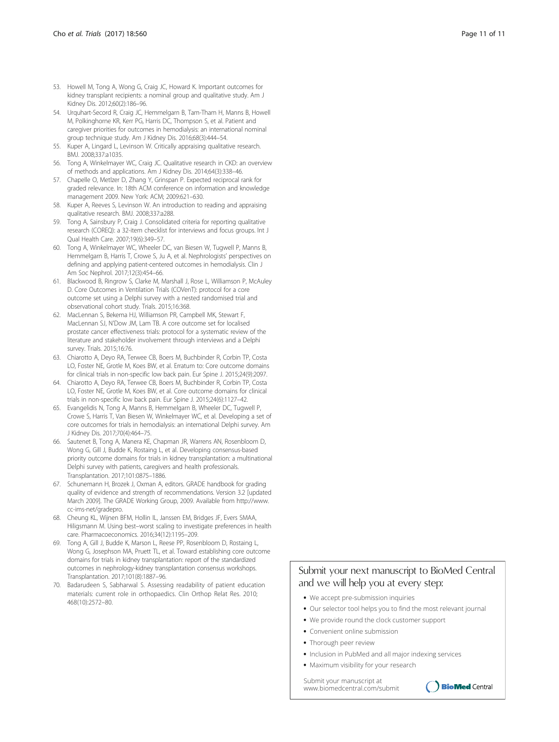53. Howell M, Tong A, Wong G, Craig JC, Howard K. Important outcomes for kidney transplant recipients: a nominal group and qualitative study. Am J Kidney Dis. 2012;60(2):186–96.
54. Urquhart-Secord R, Craig JC, Hemmelgarn B, Tam-Tham H, Manns B, Howell M, Polkinghorne KR, Kerr PG, Harris DC, Thompson S, et al. Patient and caregiver priorities for outcomes in hemodialysis: an international nominal group technique study. Am J Kidney Dis. 2016;68(3):444–54.
55. Kuper A, Lingard L, Levinson W. Critically appraising qualitative research. BMJ. 2008;337:a1035.
56. Tong A, Winkelmayer WC, Craig JC. Qualitative research in CKD: an overview of methods and applications. Am J Kidney Dis. 2014;64(3):338–46.
57. Chapelle O, Metlzer D, Zhang Y, Grinspan P. Expected reciprocal rank for graded relevance. In: 18th ACM conference on information and knowledge management 2009. New York: ACM; 2009:621–630.
58. Kuper A, Reeves S, Levinson W. An introduction to reading and appraising qualitative research. BMJ. 2008;337:a288.
59. Tong A, Sainsbury P, Craig J. Consolidated criteria for reporting qualitative research (COREQ): a 32-item checklist for interviews and focus groups. Int J Qual Health Care. 2007;19(6):349–57.
60. Tong A, Winkelmayer WC, Wheeler DC, van Biesen W, Tugwell P, Manns B, Hemmelgarn B, Harris T, Crowe S, Ju A, et al. Nephrologists' perspectives on defining and applying patient-centered outcomes in hemodialysis. Clin J Am Soc Nephrol. 2017;12(3):454–66.
61. Blackwood B, Ringrow S, Clarke M, Marshall J, Rose L, Williamson P, McAuley D. Core Outcomes in Ventilation Trials (COVenT): protocol for a core outcome set using a Delphi survey with a nested randomised trial and observational cohort study. Trials. 2015;16:368.
62. MacLennan S, Bekema HJ, Williamson PR, Campbell MK, Stewart F, MacLennan SJ, N'Dow JM, Lam TB. A core outcome set for localised prostate cancer effectiveness trials: protocol for a systematic review of the literature and stakeholder involvement through interviews and a Delphi survey. Trials. 2015;16:76.
63. Chiarotto A, Deyo RA, Terwee CB, Boers M, Buchbinder R, Corbin TP, Costa LO, Foster NE, Grotle M, Koes BW, et al. Erratum to: Core outcome domains for clinical trials in non-specific low back pain. Eur Spine J. 2015;24(9):2097.
64. Chiarotto A, Deyo RA, Terwee CB, Boers M, Buchbinder R, Corbin TP, Costa LO, Foster NE, Grotle M, Koes BW, et al. Core outcome domains for clinical trials in non-specific low back pain. Eur Spine J. 2015;24(6):1127–42.
65. Evangelidis N, Tong A, Manns B, Hemmelgarn B, Wheeler DC, Tugwell P, Crowe S, Harris T, Van Biesen W, Winkelmayer WC, et al. Developing a set of core outcomes for trials in hemodialysis: an international Delphi survey. Am J Kidney Dis. 2017;70(4):464–75.
66. Sautenet B, Tong A, Manera KE, Chapman JR, Warrens AN, Rosenbloom D, Wong G, Gill J, Budde K, Rostaing L, et al. Developing consensus-based priority outcome domains for trials in kidney transplantation: a multinational Delphi survey with patients, caregivers and health professionals. Transplantation. 2017;101:0875–1886.
67. Schunemann H, Brozek J, Oxman A, editors. GRADE handbook for grading quality of evidence and strength of recommendations. Version 3.2 [updated March 2009]. The GRADE Working Group, 2009. Available from http://www.cc-ims-net/gradepro.
68. Cheung KL, Wijnen BFM, Hollin IL, Janssen EM, Bridges JF, Evers SMAA, Hiligsmann M. Using best–worst scaling to investigate preferences in health care. Pharmacoeconomics. 2016;34(12):1195–209.
69. Tong A, Gill J, Budde K, Marson L, Reese PP, Rosenbloom D, Rostaing L, Wong G, Josephson MA, Pruett TL, et al. Toward establishing core outcome domains for trials in kidney transplantation: report of the standardized outcomes in nephrology-kidney transplantation consensus workshops. Transplantation. 2017;101(8):1887–96.
70. Badarudeen S, Sabharwal S. Assessing readability of patient education materials: current role in orthopaedics. Clin Orthop Relat Res. 2010; 468(10):2572–80.

Submit your next manuscript to BioMed Central and we will help you at every step:

- We accept pre-submission inquiries
- Our selector tool helps you to find the most relevant journal
- We provide round the clock customer support
- Convenient online submission
- Thorough peer review
- Inclusion in PubMed and all major indexing services
- Maximum visibility for your research

Submit your manuscript at www.biomedcentral.com/submit

BioMed Central